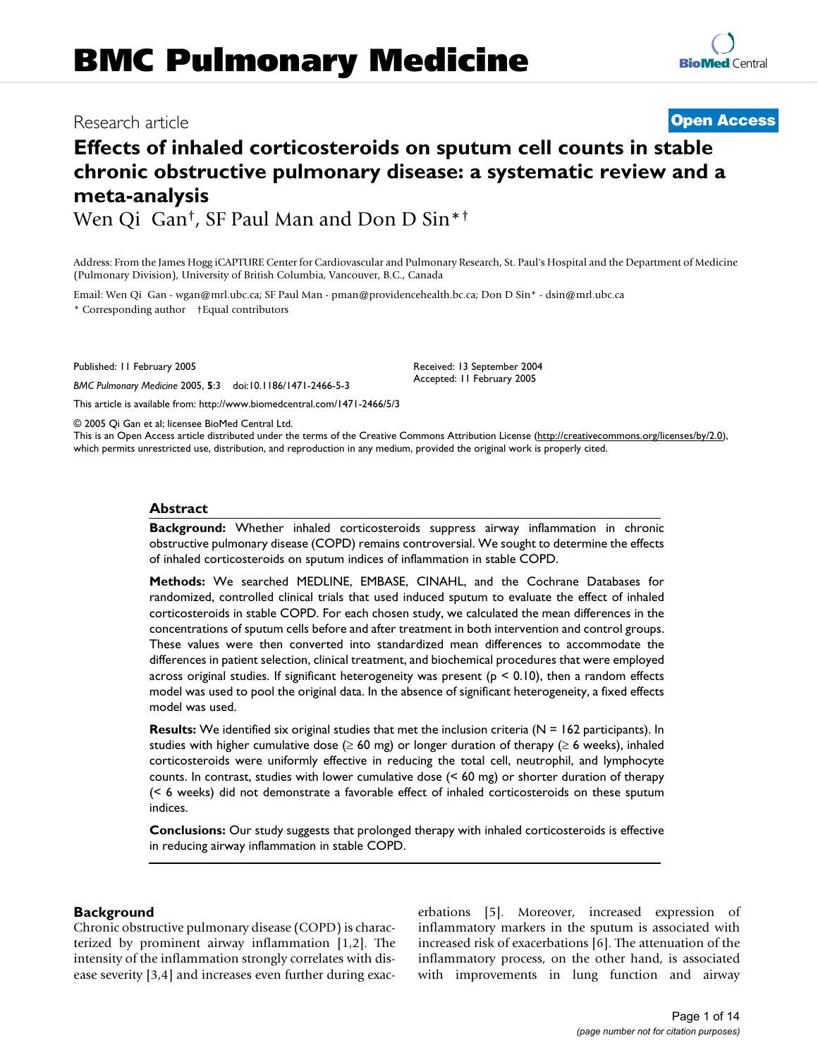# BMC Pulmonary Medicine

Research article **Open Access**

## Effects of inhaled corticosteroids on sputum cell counts in stable chronic obstructive pulmonary disease: a systematic review and a meta-analysis

Wen Qi Gan†, SF Paul Man and Don D Sin*†

Address: From the James Hogg iCAPTURE Center for Cardiovascular and Pulmonary Research, St. Paul's Hospital and the Department of Medicine (Pulmonary Division), University of British Columbia, Vancouver, B.C., Canada

Email: Wen Qi Gan - wgan@mrl.ubc.ca; SF Paul Man - pman@providencehealth.bc.ca; Don D Sin* - dsin@mrl.ubc.ca

\* Corresponding author †Equal contributors

Published: 11 February 2005

*BMC Pulmonary Medicine* 2005, **5**:3 doi:10.1186/1471-2466-5-3

Received: 13 September 2004
Accepted: 11 February 2005

This article is available from: http://www.biomedcentral.com/1471-2466/5/3

© 2005 Qi Gan et al; licensee BioMed Central Ltd.
This is an Open Access article distributed under the terms of the Creative Commons Attribution License (http://creativecommons.org/licenses/by/2.0), which permits unrestricted use, distribution, and reproduction in any medium, provided the original work is properly cited.

### Abstract

**Background:** Whether inhaled corticosteroids suppress airway inflammation in chronic obstructive pulmonary disease (COPD) remains controversial. We sought to determine the effects of inhaled corticosteroids on sputum indices of inflammation in stable COPD.

**Methods:** We searched MEDLINE, EMBASE, CINAHL, and the Cochrane Databases for randomized, controlled clinical trials that used induced sputum to evaluate the effect of inhaled corticosteroids in stable COPD. For each chosen study, we calculated the mean differences in the concentrations of sputum cells before and after treatment in both intervention and control groups. These values were then converted into standardized mean differences to accommodate the differences in patient selection, clinical treatment, and biochemical procedures that were employed across original studies. If significant heterogeneity was present ($p < 0.10$), then a random effects model was used to pool the original data. In the absence of significant heterogeneity, a fixed effects model was used.

**Results:** We identified six original studies that met the inclusion criteria (N = 162 participants). In studies with higher cumulative dose (≥ 60 mg) or longer duration of therapy (≥ 6 weeks), inhaled corticosteroids were uniformly effective in reducing the total cell, neutrophil, and lymphocyte counts. In contrast, studies with lower cumulative dose (< 60 mg) or shorter duration of therapy (< 6 weeks) did not demonstrate a favorable effect of inhaled corticosteroids on these sputum indices.

**Conclusions:** Our study suggests that prolonged therapy with inhaled corticosteroids is effective in reducing airway inflammation in stable COPD.

### Background

Chronic obstructive pulmonary disease (COPD) is characterized by prominent airway inflammation [1,2]. The intensity of the inflammation strongly correlates with disease severity [3,4] and increases even further during exacerbations [5]. Moreover, increased expression of inflammatory markers in the sputum is associated with increased risk of exacerbations [6]. The attenuation of the inflammatory process, on the other hand, is associated with improvements in lung function and airway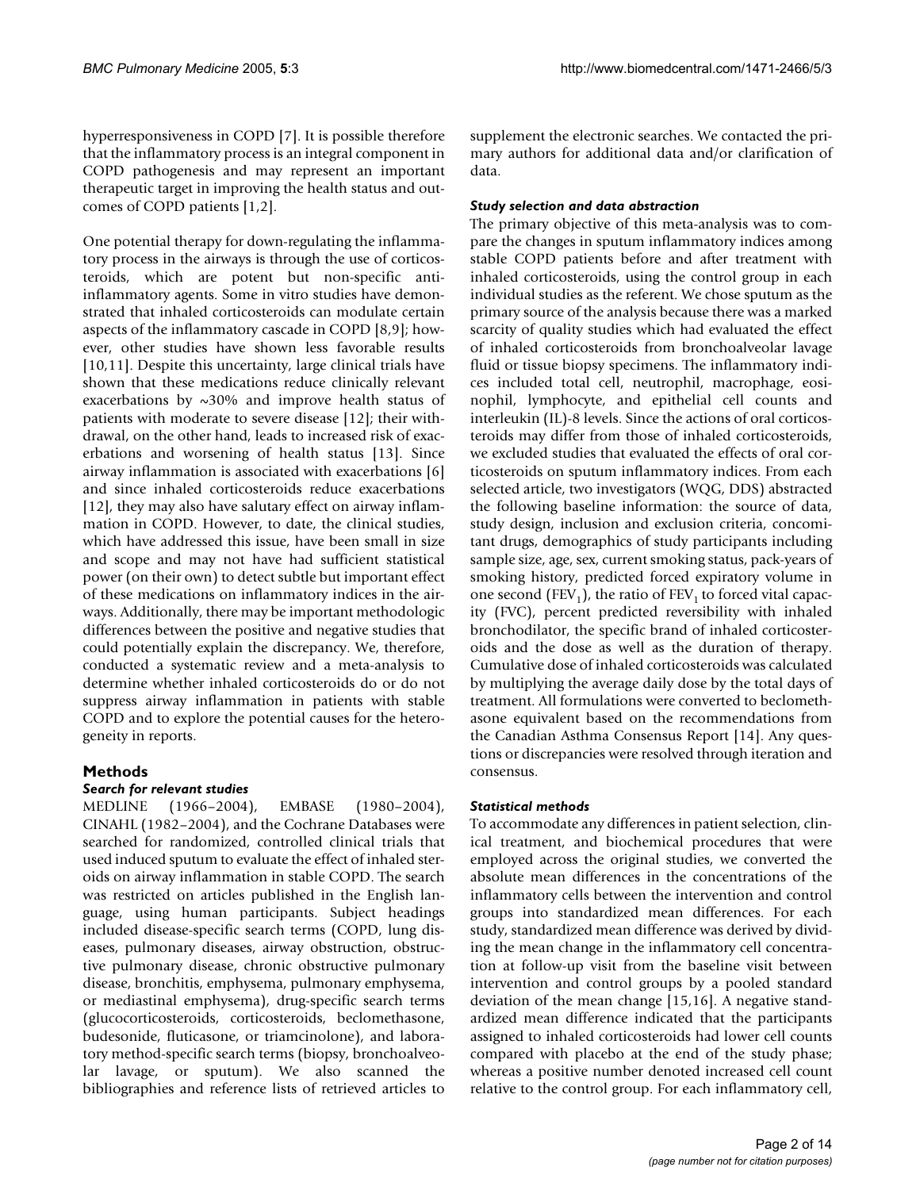hyperresponsiveness in COPD [7]. It is possible therefore that the inflammatory process is an integral component in COPD pathogenesis and may represent an important therapeutic target in improving the health status and outcomes of COPD patients [1,2].

One potential therapy for down-regulating the inflammatory process in the airways is through the use of corticosteroids, which are potent but non-specific anti-inflammatory agents. Some in vitro studies have demonstrated that inhaled corticosteroids can modulate certain aspects of the inflammatory cascade in COPD [8,9]; however, other studies have shown less favorable results [10,11]. Despite this uncertainty, large clinical trials have shown that these medications reduce clinically relevant exacerbations by ~30% and improve health status of patients with moderate to severe disease [12]; their withdrawal, on the other hand, leads to increased risk of exacerbations and worsening of health status [13]. Since airway inflammation is associated with exacerbations [6] and since inhaled corticosteroids reduce exacerbations [12], they may also have salutary effect on airway inflammation in COPD. However, to date, the clinical studies, which have addressed this issue, have been small in size and scope and may not have had sufficient statistical power (on their own) to detect subtle but important effect of these medications on inflammatory indices in the airways. Additionally, there may be important methodologic differences between the positive and negative studies that could potentially explain the discrepancy. We, therefore, conducted a systematic review and a meta-analysis to determine whether inhaled corticosteroids do or do not suppress airway inflammation in patients with stable COPD and to explore the potential causes for the heterogeneity in reports.

## Methods

### *Search for relevant studies*

MEDLINE (1966–2004), EMBASE (1980–2004), CINAHL (1982–2004), and the Cochrane Databases were searched for randomized, controlled clinical trials that used induced sputum to evaluate the effect of inhaled steroids on airway inflammation in stable COPD. The search was restricted on articles published in the English language, using human participants. Subject headings included disease-specific search terms (COPD, lung diseases, pulmonary diseases, airway obstruction, obstructive pulmonary disease, chronic obstructive pulmonary disease, bronchitis, emphysema, pulmonary emphysema, or mediastinal emphysema), drug-specific search terms (glucocorticosteroids, corticosteroids, beclomethasone, budesonide, fluticasone, or triamcinolone), and laboratory method-specific search terms (biopsy, bronchoalveolar lavage, or sputum). We also scanned the bibliographies and reference lists of retrieved articles to supplement the electronic searches. We contacted the primary authors for additional data and/or clarification of data.

### *Study selection and data abstraction*

The primary objective of this meta-analysis was to compare the changes in sputum inflammatory indices among stable COPD patients before and after treatment with inhaled corticosteroids, using the control group in each individual studies as the referent. We chose sputum as the primary source of the analysis because there was a marked scarcity of quality studies which had evaluated the effect of inhaled corticosteroids from bronchoalveolar lavage fluid or tissue biopsy specimens. The inflammatory indices included total cell, neutrophil, macrophage, eosinophil, lymphocyte, and epithelial cell counts and interleukin (IL)-8 levels. Since the actions of oral corticosteroids may differ from those of inhaled corticosteroids, we excluded studies that evaluated the effects of oral corticosteroids on sputum inflammatory indices. From each selected article, two investigators (WQG, DDS) abstracted the following baseline information: the source of data, study design, inclusion and exclusion criteria, concomitant drugs, demographics of study participants including sample size, age, sex, current smoking status, pack-years of smoking history, predicted forced expiratory volume in one second ($FEV_1$), the ratio of $FEV_1$ to forced vital capacity (FVC), percent predicted reversibility with inhaled bronchodilator, the specific brand of inhaled corticosteroids and the dose as well as the duration of therapy. Cumulative dose of inhaled corticosteroids was calculated by multiplying the average daily dose by the total days of treatment. All formulations were converted to beclomethasone equivalent based on the recommendations from the Canadian Asthma Consensus Report [14]. Any questions or discrepancies were resolved through iteration and consensus.

### *Statistical methods*

To accommodate any differences in patient selection, clinical treatment, and biochemical procedures that were employed across the original studies, we converted the absolute mean differences in the concentrations of the inflammatory cells between the intervention and control groups into standardized mean differences. For each study, standardized mean difference was derived by dividing the mean change in the inflammatory cell concentration at follow-up visit from the baseline visit between intervention and control groups by a pooled standard deviation of the mean change [15,16]. A negative standardized mean difference indicated that the participants assigned to inhaled corticosteroids had lower cell counts compared with placebo at the end of the study phase; whereas a positive number denoted increased cell count relative to the control group. For each inflammatory cell,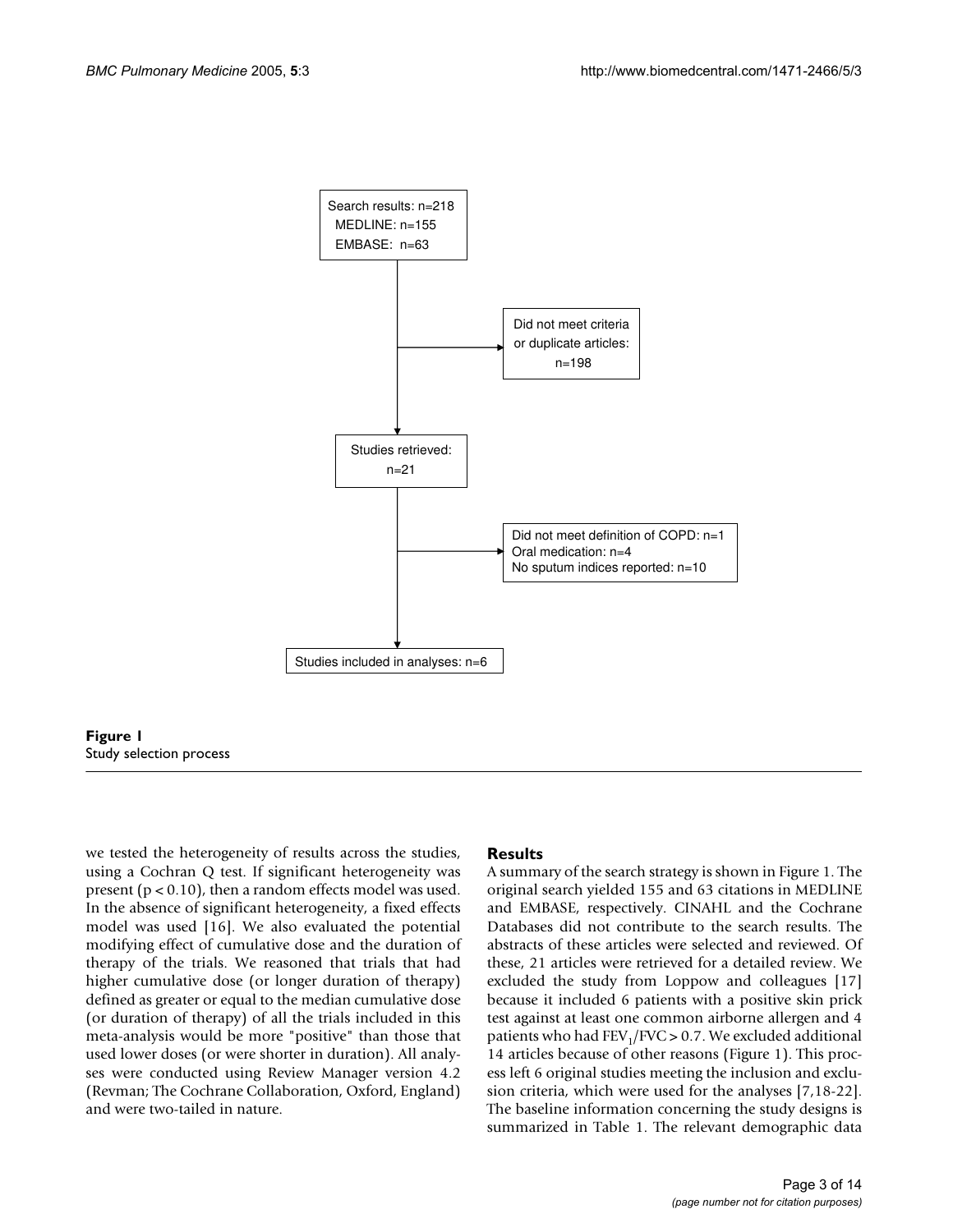Search results: n=218
MEDLINE: n=155
EMBASE: n=63

Did not meet criteria or duplicate articles: n=198

Studies retrieved: n=21

Did not meet definition of COPD: n=1
Oral medication: n=4
No sputum indices reported: n=10

Studies included in analyses: n=6

**Figure 1**
Study selection process

we tested the heterogeneity of results across the studies, using a Cochran Q test. If significant heterogeneity was present ($p < 0.10$), then a random effects model was used. In the absence of significant heterogeneity, a fixed effects model was used [16]. We also evaluated the potential modifying effect of cumulative dose and the duration of therapy of the trials. We reasoned that trials that had higher cumulative dose (or longer duration of therapy) defined as greater or equal to the median cumulative dose (or duration of therapy) of all the trials included in this meta-analysis would be more "positive" than those that used lower doses (or were shorter in duration). All analyses were conducted using Review Manager version 4.2 (Revman; The Cochrane Collaboration, Oxford, England) and were two-tailed in nature.

## Results

A summary of the search strategy is shown in Figure 1. The original search yielded 155 and 63 citations in MEDLINE and EMBASE, respectively. CINAHL and the Cochrane Databases did not contribute to the search results. The abstracts of these articles were selected and reviewed. Of these, 21 articles were retrieved for a detailed review. We excluded the study from Loppow and colleagues [17] because it included 6 patients with a positive skin prick test against at least one common airborne allergen and 4 patients who had $FEV_1/FVC > 0.7$. We excluded additional 14 articles because of other reasons (Figure 1). This process left 6 original studies meeting the inclusion and exclusion criteria, which were used for the analyses [7,18-22]. The baseline information concerning the study designs is summarized in Table 1. The relevant demographic data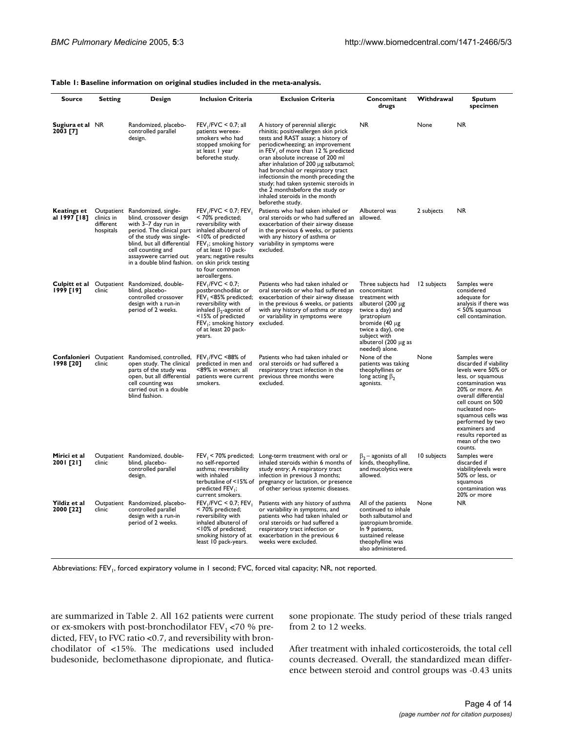**Table 1: Baseline information on original studies included in the meta-analysis.**

| Source | Setting | Design | Inclusion Criteria | Exclusion Criteria | Concomitant drugs | Withdrawal | Sputum specimen |
|---|---|---|---|---|---|---|---|
| **Sugiura et al 2003 [7]** | NR | Randomized, placebo-controlled parallel design. | $FEV_1/FVC < 0.7$; all patients wereex-smokers who had stopped smoking for at least 1 year beforethe study. | A history of perennial allergic rhinitis; positiveallergen skin prick tests and RAST assay; a history of periodicwheezing; an improvement in $FEV_1$ of more than 12 % predicted oran absolute increase of 200 ml after inhalation of 200 μg salbutamol; had bronchial or respiratory tract infectionsin the month preceding the study; had taken systemic steroids in the 2 monthsbefore the study or inhaled steroids in the month beforethe study. | NR | None | NR |
| **Keatings et al 1997 [18]** | Outpatient clinics in different hospitals | Randomized, single-blind, crossover design with 3–7 day run in period. The clinical part of the study was single-blind, but all differential cell counting and assayswere carried out in a double blind fashion. | $FEV_1/FVC < 0.7$; $FEV_1$ < 70% predicted; reversibility with inhaled albuterol of <10% of predicted $FEV_1$; smoking history of at least 10 pack-years; negative results on skin prick testing to four common aeroallergens. | Patients who had taken inhaled or oral steroids or who had suffered an exacerbation of their airway disease in the previous 6 weeks, or patients with any history of asthma or variability in symptoms were excluded. | Albuterol was allowed. | 2 subjects | NR |
| **Culpitt et al 1999 [19]** | Outpatient clinic | Randomized, double-blind, placebo-controlled crossover design with a run-in period of 2 weeks. | $FEV_1/FVC < 0.7$; postbronchodilator or $FEV_1$ <85% predicted; reversibility with inhaled $\beta_2$-agonist of <15% of predicted $FEV_1$; smoking history of at least 20 pack-years. | Patients who had taken inhaled or oral steroids or who had suffered an exacerbation of their airway disease in the previous 6 weeks, or patients with any history of asthma or atopy or variability in symptoms were excluded. | Three subjects had concomitant treatment with albuterol (200 μg twice a day) and ipratropium bromide (40 μg twice a day), one subject with albuterol (200 μg as needed) alone. | 12 subjects | Samples were considered adequate for analysis if there was < 50% squamous cell contamination. |
| **Confalonieri 1998 [20]** | Outpatient clinic | Randomised, controlled, open study. The clinical parts of the study was open, but all differential cell counting was carried out in a double blind fashion. | $FEV_1/FVC$ <88% of predicted in men and <89% in women; all patients were current smokers. | Patients who had taken inhaled or oral steroids or had suffered a respiratory tract infection in the previous three months were excluded. | None of the patients was taking theophyllines or long acting $\beta_2$ agonists. | None | Samples were discarded if viability levels were 50% or less, or squamous contamination was 20% or more. An overall differential cell count on 500 nucleated non-squamous cells was performed by two examiners and results reported as mean of the two counts. |
| **Mirici et al 2001 [21]** | Outpatient clinic | Randomized, double-blind, placebo-controlled parallel design. | $FEV_1$ < 70% predicted; no self-reported asthma; reversibility with inhaled terbutaline of <15% of predicted $FEV_1$; current smokers. | Long-term treatment with oral or inhaled steroids within 6 months of study entry; A respiratory tract infection in previous 3 months; pregnancy or lactation, or presence of other serious systemic diseases. | $\beta_2$ – agonists of all kinds, theophylline, and mucolytics were allowed. | 10 subjects | Samples were discarded if viabilitylevels were 50% or less, or squamous contamination was 20% or more |
| **Yildiz et al 2000 [22]** | Outpatient clinic | Randomized, placebo-controlled parallel design with a run-in period of 2 weeks. | $FEV_1/FVC < 0.7$; $FEV_1$ < 70% predicted; reversibility with inhaled albuterol of <10% of predicted; smoking history of at least 10 pack-years. | Patients with any history of asthma or variability in symptoms, and patients who had taken inhaled or oral steroids or had suffered a respiratory tract infection or exacerbation in the previous 6 weeks were excluded. | All of the patients continued to inhale both salbutamol and ipatropium bromide. In 9 patients, sustained release theophylline was also administered. | None | NR |

Abbreviations: $FEV_1$, forced expiratory volume in 1 second; FVC, forced vital capacity; NR, not reported.

are summarized in Table 2. All 162 patients were current or ex-smokers with post-bronchodilator $FEV_1$ <70 % predicted, $FEV_1$ to FVC ratio <0.7, and reversibility with bronchodilator of <15%. The medications used included budesonide, beclomethasone dipropionate, and fluticasone propionate. The study period of these trials ranged from 2 to 12 weeks.

After treatment with inhaled corticosteroids, the total cell counts decreased. Overall, the standardized mean difference between steroid and control groups was -0.43 units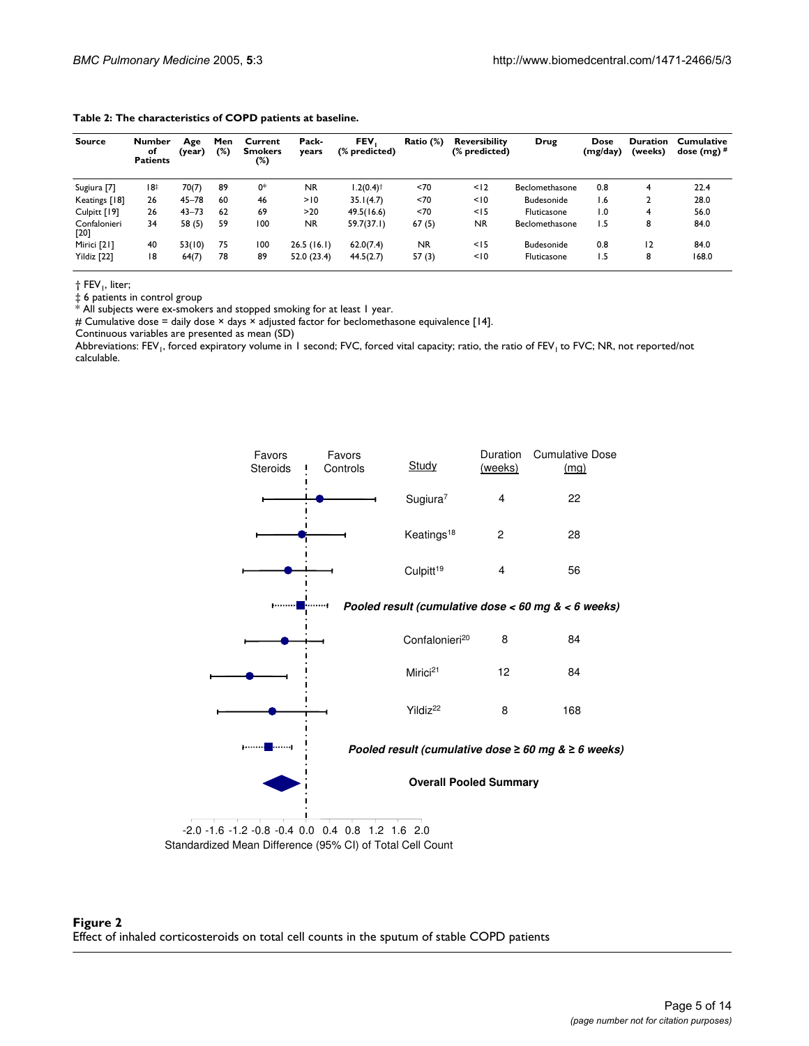**Table 2: The characteristics of COPD patients at baseline.**

| Source | Number of Patients | Age (year) | Men (%) | Current Smokers (%) | Pack-years | $FEV_1$ (% predicted) | Ratio (%) | Reversibility (% predicted) | Drug | Dose (mg/day) | Duration (weeks) | Cumulative dose (mg) # |
|---|---|---|---|---|---|---|---|---|---|---|---|---|
| Sugiura [7] | 18‡ | 70(7) | 89 | 0* | NR | 1.2(0.4)† | <70 | <12 | Beclomethasone | 0.8 | 4 | 22.4 |
| Keatings [18] | 26 | 45–78 | 60 | 46 | >10 | 35.1(4.7) | <70 | <10 | Budesonide | 1.6 | 2 | 28.0 |
| Culpitt [19] | 26 | 43–73 | 62 | 69 | >20 | 49.5(16.6) | <70 | <15 | Fluticasone | 1.0 | 4 | 56.0 |
| Confalonieri [20] | 34 | 58 (5) | 59 | 100 | NR | 59.7(37.1) | 67 (5) | NR | Beclomethasone | 1.5 | 8 | 84.0 |
| Mirici [21] | 40 | 53(10) | 75 | 100 | 26.5 (16.1) | 62.0(7.4) | NR | <15 | Budesonide | 0.8 | 12 | 84.0 |
| Yildiz [22] | 18 | 64(7) | 78 | 89 | 52.0 (23.4) | 44.5(2.7) | 57 (3) | <10 | Fluticasone | 1.5 | 8 | 168.0 |

† $FEV_1$, liter;
‡ 6 patients in control group
* All subjects were ex-smokers and stopped smoking for at least 1 year.
# Cumulative dose = daily dose × days × adjusted factor for beclomethasone equivalence [14].
Continuous variables are presented as mean (SD)
Abbreviations: $FEV_1$, forced expiratory volume in 1 second; FVC, forced vital capacity; ratio, the ratio of $FEV_1$ to FVC; NR, not reported/not calculable.

**Figure 2**
Effect of inhaled corticosteroids on total cell counts in the sputum of stable COPD patients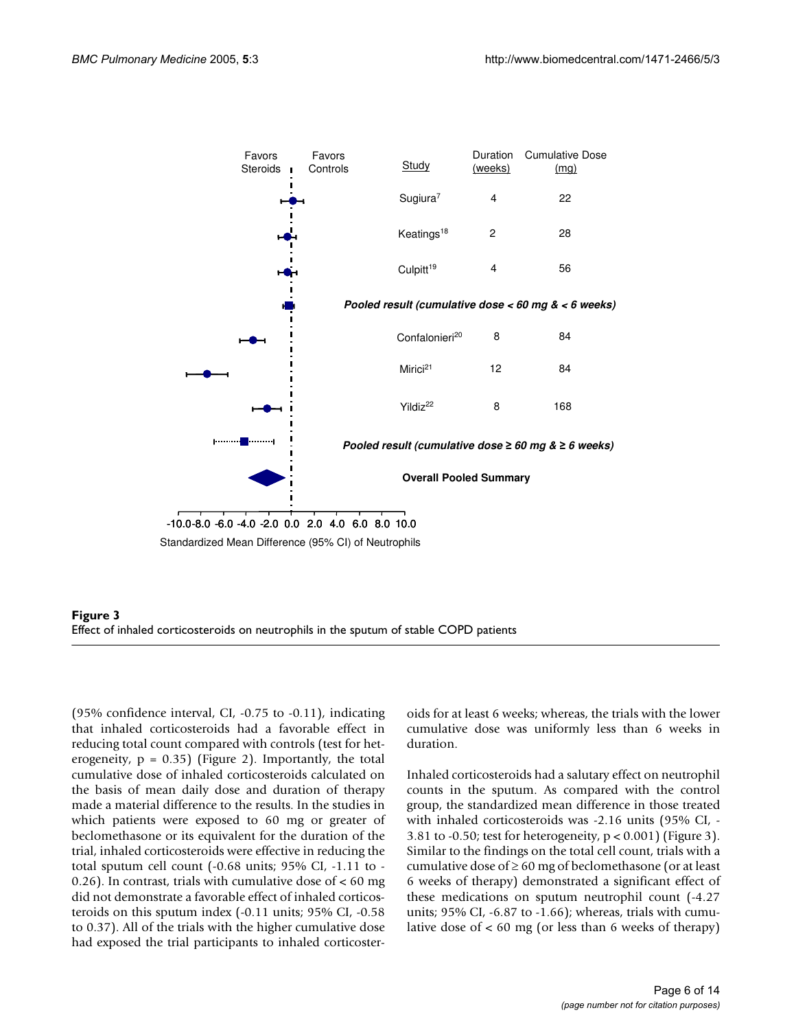**Figure 3**
Effect of inhaled corticosteroids on neutrophils in the sputum of stable COPD patients

(95% confidence interval, CI, -0.75 to -0.11), indicating that inhaled corticosteroids had a favorable effect in reducing total count compared with controls (test for heterogeneity, $p = 0.35$) (Figure 2). Importantly, the total cumulative dose of inhaled corticosteroids calculated on the basis of mean daily dose and duration of therapy made a material difference to the results. In the studies in which patients were exposed to 60 mg or greater of beclomethasone or its equivalent for the duration of the trial, inhaled corticosteroids were effective in reducing the total sputum cell count (-0.68 units; 95% CI, -1.11 to -0.26). In contrast, trials with cumulative dose of < 60 mg did not demonstrate a favorable effect of inhaled corticosteroids on this sputum index (-0.11 units; 95% CI, -0.58 to 0.37). All of the trials with the higher cumulative dose had exposed the trial participants to inhaled corticosteroids for at least 6 weeks; whereas, the trials with the lower cumulative dose was uniformly less than 6 weeks in duration.

Inhaled corticosteroids had a salutary effect on neutrophil counts in the sputum. As compared with the control group, the standardized mean difference in those treated with inhaled corticosteroids was -2.16 units (95% CI, -3.81 to -0.50; test for heterogeneity, $p < 0.001$) (Figure 3). Similar to the findings on the total cell count, trials with a cumulative dose of ≥ 60 mg of beclomethasone (or at least 6 weeks of therapy) demonstrated a significant effect of these medications on sputum neutrophil count (-4.27 units; 95% CI, -6.87 to -1.66); whereas, trials with cumulative dose of < 60 mg (or less than 6 weeks of therapy)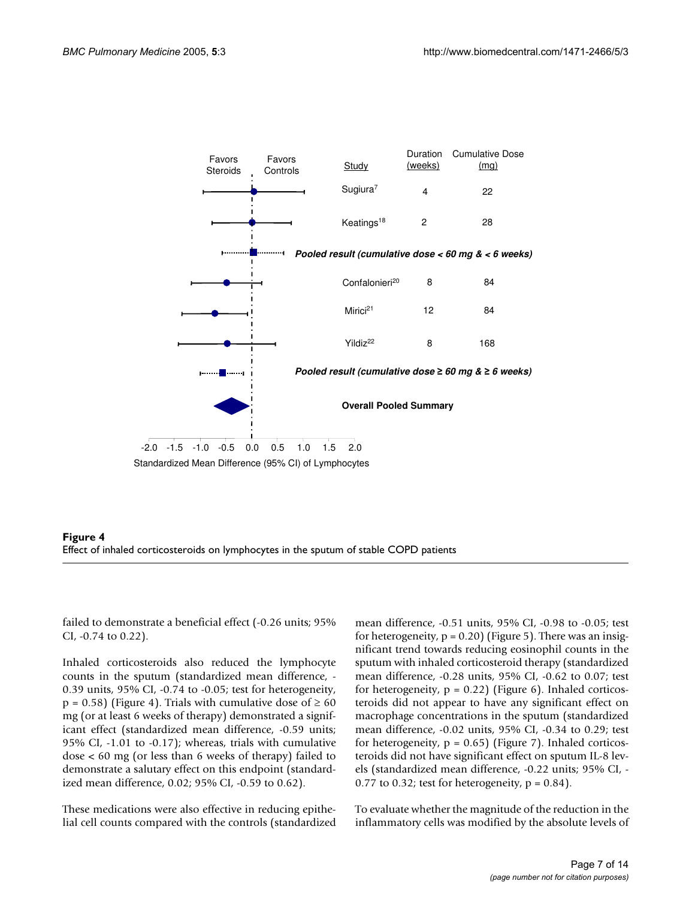**Figure 4**
Effect of inhaled corticosteroids on lymphocytes in the sputum of stable COPD patients

failed to demonstrate a beneficial effect (-0.26 units; 95% CI, -0.74 to 0.22).

Inhaled corticosteroids also reduced the lymphocyte counts in the sputum (standardized mean difference, -0.39 units, 95% CI, -0.74 to -0.05; test for heterogeneity, $p = 0.58$) (Figure 4). Trials with cumulative dose of $\geq 60$ mg (or at least 6 weeks of therapy) demonstrated a significant effect (standardized mean difference, -0.59 units; 95% CI, -1.01 to -0.17); whereas, trials with cumulative dose < 60 mg (or less than 6 weeks of therapy) failed to demonstrate a salutary effect on this endpoint (standardized mean difference, 0.02; 95% CI, -0.59 to 0.62).

These medications were also effective in reducing epithelial cell counts compared with the controls (standardized mean difference, -0.51 units, 95% CI, -0.98 to -0.05; test for heterogeneity, $p = 0.20$) (Figure 5). There was an insignificant trend towards reducing eosinophil counts in the sputum with inhaled corticosteroid therapy (standardized mean difference, -0.28 units, 95% CI, -0.62 to 0.07; test for heterogeneity, $p = 0.22$) (Figure 6). Inhaled corticosteroids did not appear to have any significant effect on macrophage concentrations in the sputum (standardized mean difference, -0.02 units, 95% CI, -0.34 to 0.29; test for heterogeneity, $p = 0.65$) (Figure 7). Inhaled corticosteroids did not have significant effect on sputum IL-8 levels (standardized mean difference, -0.22 units; 95% CI, -0.77 to 0.32; test for heterogeneity, $p = 0.84$).

To evaluate whether the magnitude of the reduction in the inflammatory cells was modified by the absolute levels of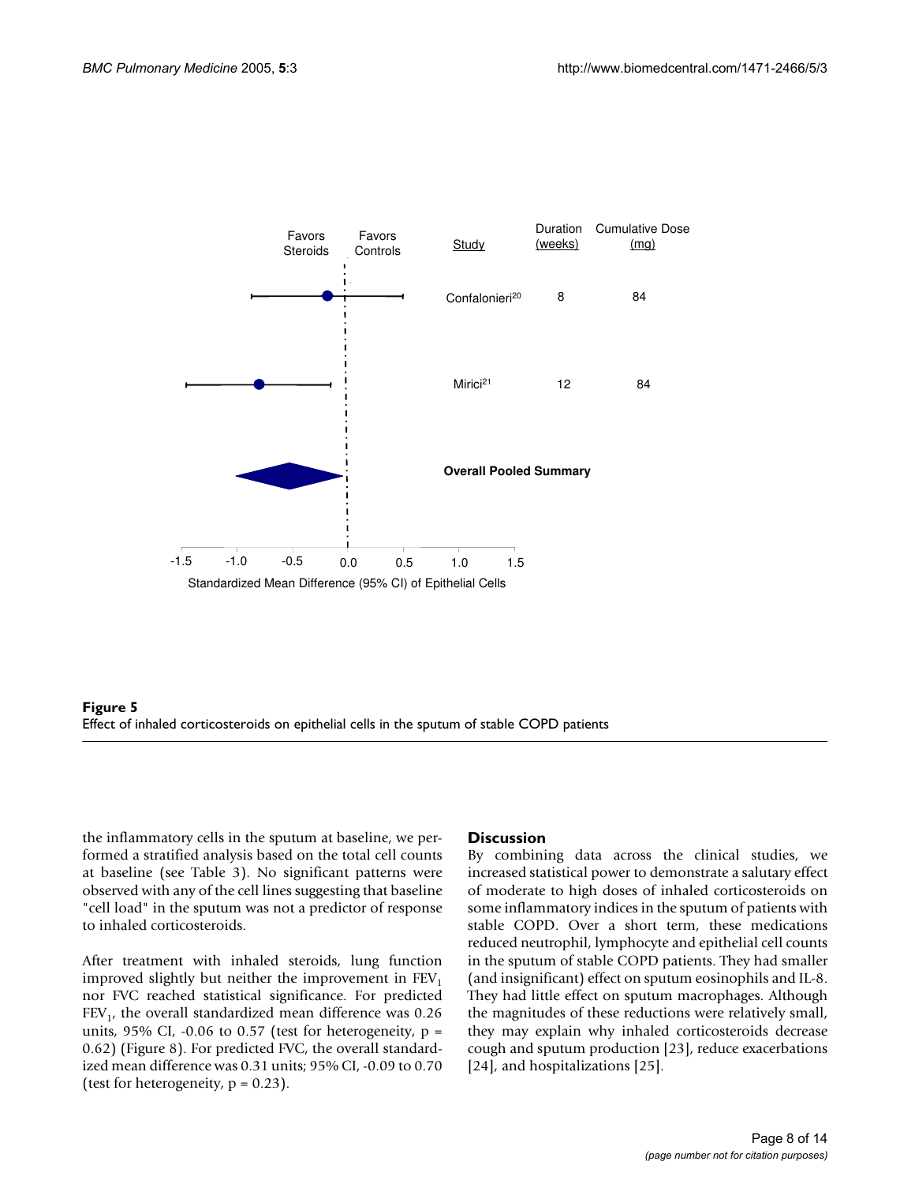**Figure 5**
Effect of inhaled corticosteroids on epithelial cells in the sputum of stable COPD patients

the inflammatory cells in the sputum at baseline, we performed a stratified analysis based on the total cell counts at baseline (see Table 3). No significant patterns were observed with any of the cell lines suggesting that baseline "cell load" in the sputum was not a predictor of response to inhaled corticosteroids.

After treatment with inhaled steroids, lung function improved slightly but neither the improvement in $FEV_1$ nor FVC reached statistical significance. For predicted $FEV_1$, the overall standardized mean difference was 0.26 units, 95% CI, -0.06 to 0.57 (test for heterogeneity, $p = 0.62$) (Figure 8). For predicted FVC, the overall standardized mean difference was 0.31 units; 95% CI, -0.09 to 0.70 (test for heterogeneity, $p = 0.23$).

## Discussion

By combining data across the clinical studies, we increased statistical power to demonstrate a salutary effect of moderate to high doses of inhaled corticosteroids on some inflammatory indices in the sputum of patients with stable COPD. Over a short term, these medications reduced neutrophil, lymphocyte and epithelial cell counts in the sputum of stable COPD patients. They had smaller (and insignificant) effect on sputum eosinophils and IL-8. They had little effect on sputum macrophages. Although the magnitudes of these reductions were relatively small, they may explain why inhaled corticosteroids decrease cough and sputum production [23], reduce exacerbations [24], and hospitalizations [25].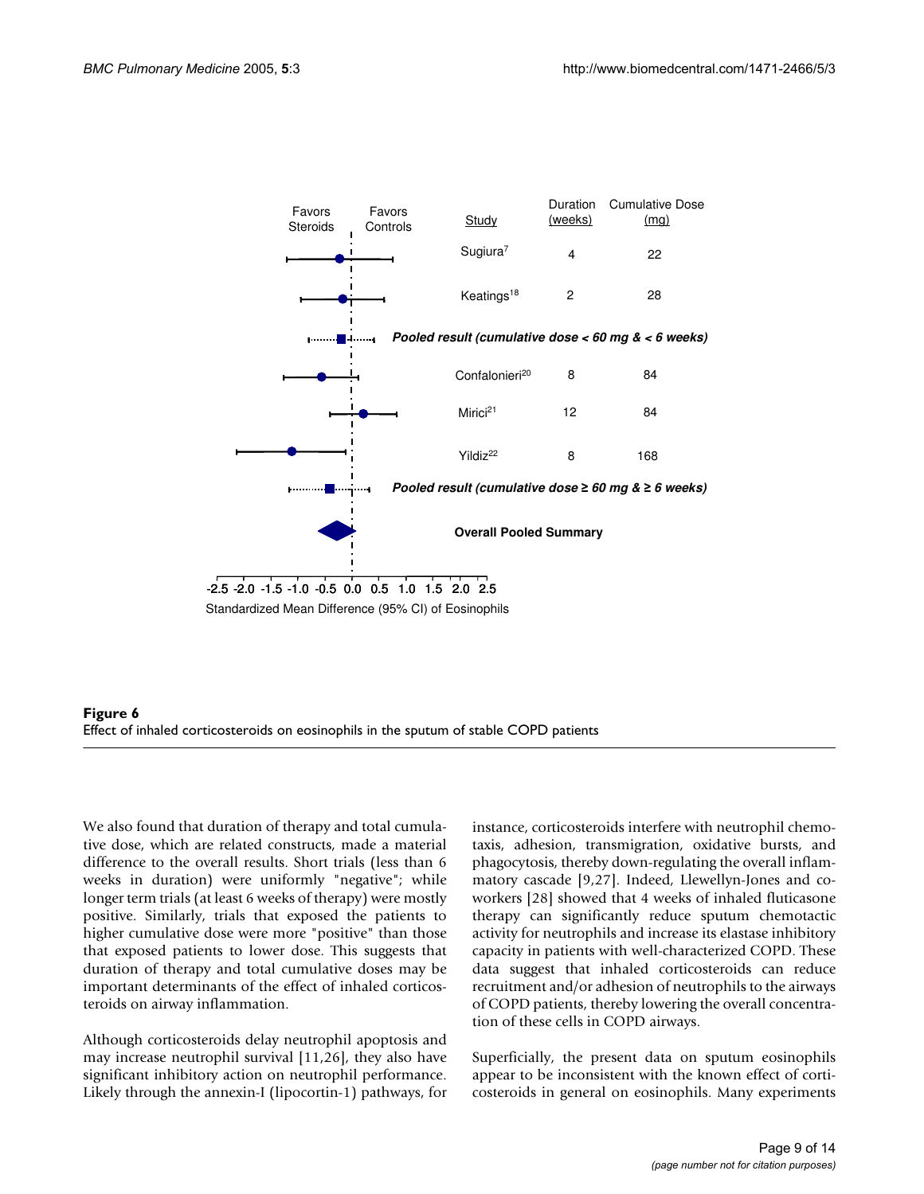**Figure 6**
Effect of inhaled corticosteroids on eosinophils in the sputum of stable COPD patients

We also found that duration of therapy and total cumulative dose, which are related constructs, made a material difference to the overall results. Short trials (less than 6 weeks in duration) were uniformly "negative"; while longer term trials (at least 6 weeks of therapy) were mostly positive. Similarly, trials that exposed the patients to higher cumulative dose were more "positive" than those that exposed patients to lower dose. This suggests that duration of therapy and total cumulative doses may be important determinants of the effect of inhaled corticosteroids on airway inflammation.

Although corticosteroids delay neutrophil apoptosis and may increase neutrophil survival [11,26], they also have significant inhibitory action on neutrophil performance. Likely through the annexin-I (lipocortin-1) pathways, for instance, corticosteroids interfere with neutrophil chemotaxis, adhesion, transmigration, oxidative bursts, and phagocytosis, thereby down-regulating the overall inflammatory cascade [9,27]. Indeed, Llewellyn-Jones and coworkers [28] showed that 4 weeks of inhaled fluticasone therapy can significantly reduce sputum chemotactic activity for neutrophils and increase its elastase inhibitory capacity in patients with well-characterized COPD. These data suggest that inhaled corticosteroids can reduce recruitment and/or adhesion of neutrophils to the airways of COPD patients, thereby lowering the overall concentration of these cells in COPD airways.

Superficially, the present data on sputum eosinophils appear to be inconsistent with the known effect of corticosteroids in general on eosinophils. Many experiments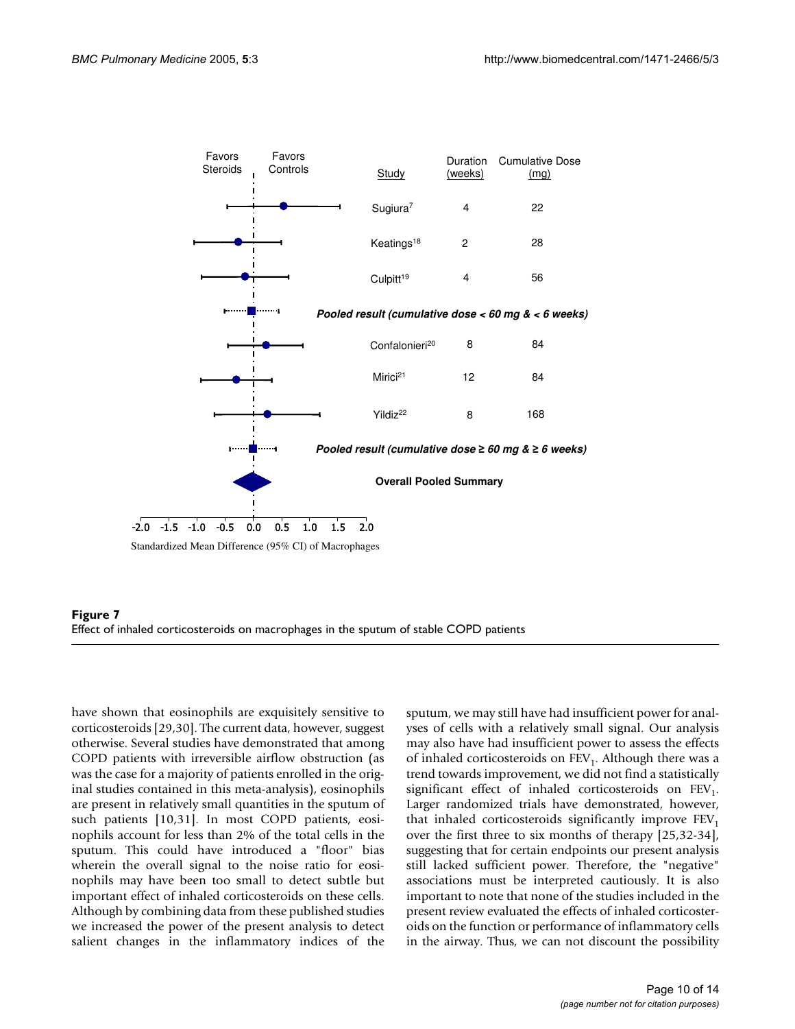| Study | Duration (weeks) | Cumulative Dose (mg) |
|---|---|---|
| Sugiura[7] | 4 | 22 |
| Keatings[18] | 2 | 28 |
| Culpitt[19] | 4 | 56 |
| *Pooled result (cumulative dose < 60 mg & < 6 weeks)* | | |
| Confalonieri[20] | 8 | 84 |
| Mirici[21] | 12 | 84 |
| Yildiz[22] | 8 | 168 |
| *Pooled result (cumulative dose ≥ 60 mg & ≥ 6 weeks)* | | |
| **Overall Pooled Summary** | | |

Favors Steroids | Favors Controls

Standardized Mean Difference (95% CI) of Macrophages

**Figure 7**
Effect of inhaled corticosteroids on macrophages in the sputum of stable COPD patients

have shown that eosinophils are exquisitely sensitive to corticosteroids [29,30]. The current data, however, suggest otherwise. Several studies have demonstrated that among COPD patients with irreversible airflow obstruction (as was the case for a majority of patients enrolled in the original studies contained in this meta-analysis), eosinophils are present in relatively small quantities in the sputum of such patients [10,31]. In most COPD patients, eosinophils account for less than 2% of the total cells in the sputum. This could have introduced a "floor" bias wherein the overall signal to the noise ratio for eosinophils may have been too small to detect subtle but important effect of inhaled corticosteroids on these cells. Although by combining data from these published studies we increased the power of the present analysis to detect salient changes in the inflammatory indices of the sputum, we may still have had insufficient power for analyses of cells with a relatively small signal. Our analysis may also have had insufficient power to assess the effects of inhaled corticosteroids on $FEV_1$. Although there was a trend towards improvement, we did not find a statistically significant effect of inhaled corticosteroids on $FEV_1$. Larger randomized trials have demonstrated, however, that inhaled corticosteroids significantly improve $FEV_1$ over the first three to six months of therapy [25,32-34], suggesting that for certain endpoints our present analysis still lacked sufficient power. Therefore, the "negative" associations must be interpreted cautiously. It is also important to note that none of the studies included in the present review evaluated the effects of inhaled corticosteroids on the function or performance of inflammatory cells in the airway. Thus, we can not discount the possibility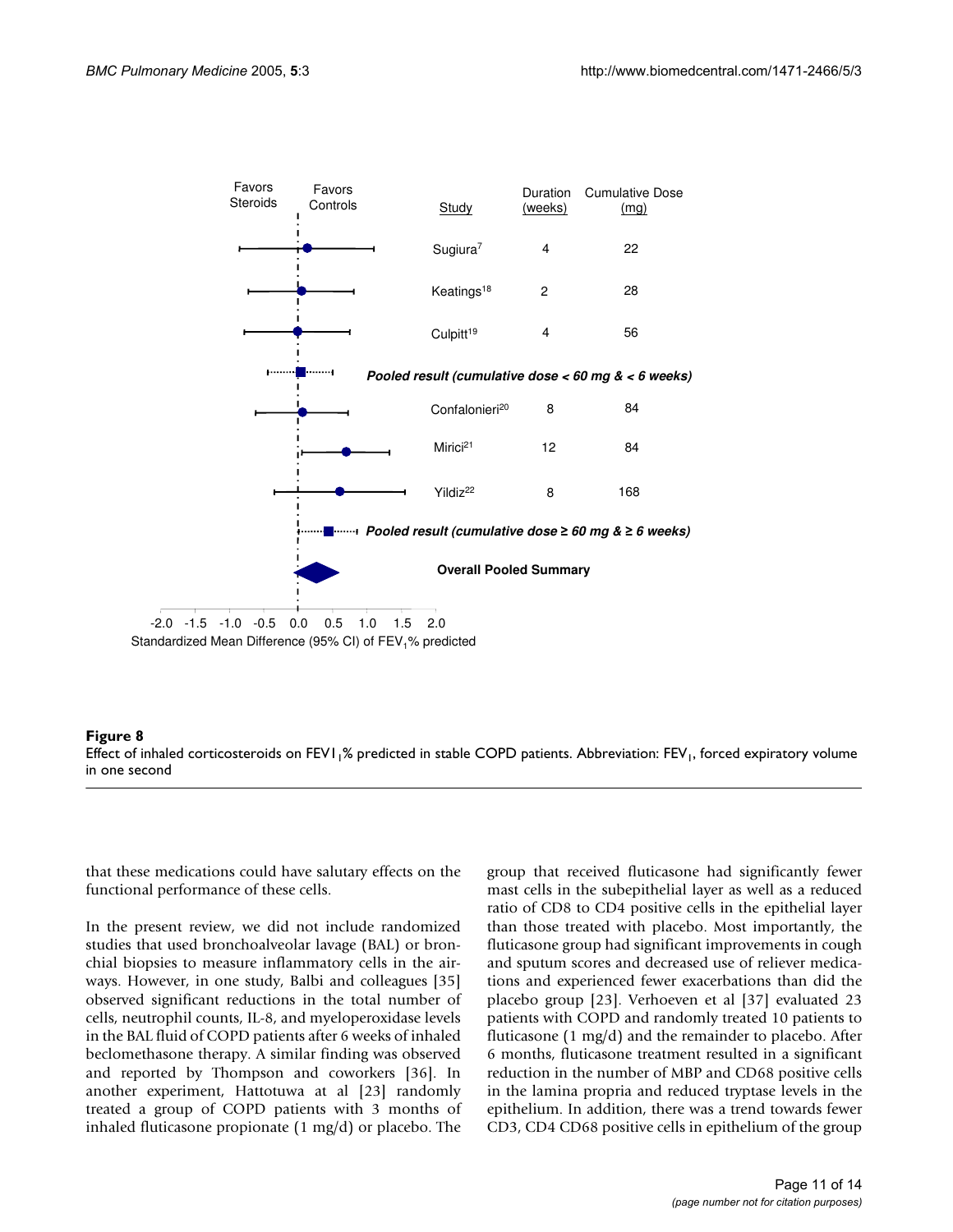**Figure 8**

Effect of inhaled corticosteroids on FEV1$_1$% predicted in stable COPD patients. Abbreviation: $FEV_1$, forced expiratory volume in one second

that these medications could have salutary effects on the functional performance of these cells.

In the present review, we did not include randomized studies that used bronchoalveolar lavage (BAL) or bronchial biopsies to measure inflammatory cells in the airways. However, in one study, Balbi and colleagues [35] observed significant reductions in the total number of cells, neutrophil counts, IL-8, and myeloperoxidase levels in the BAL fluid of COPD patients after 6 weeks of inhaled beclomethasone therapy. A similar finding was observed and reported by Thompson and coworkers [36]. In another experiment, Hattotuwa at al [23] randomly treated a group of COPD patients with 3 months of inhaled fluticasone propionate (1 mg/d) or placebo. The group that received fluticasone had significantly fewer mast cells in the subepithelial layer as well as a reduced ratio of CD8 to CD4 positive cells in the epithelial layer than those treated with placebo. Most importantly, the fluticasone group had significant improvements in cough and sputum scores and decreased use of reliever medications and experienced fewer exacerbations than did the placebo group [23]. Verhoeven et al [37] evaluated 23 patients with COPD and randomly treated 10 patients to fluticasone (1 mg/d) and the remainder to placebo. After 6 months, fluticasone treatment resulted in a significant reduction in the number of MBP and CD68 positive cells in the lamina propria and reduced tryptase levels in the epithelium. In addition, there was a trend towards fewer CD3, CD4 CD68 positive cells in epithelium of the group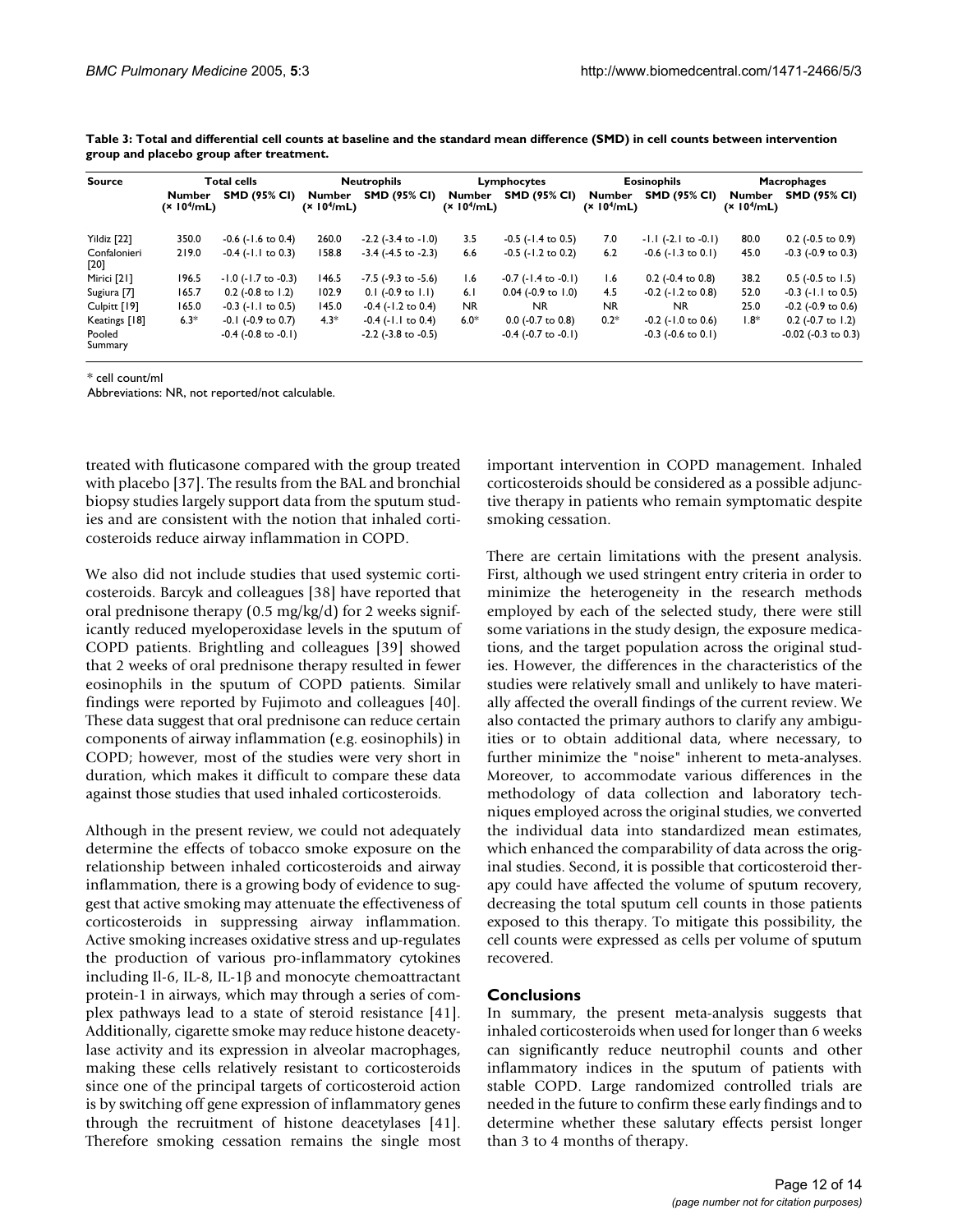**Table 3: Total and differential cell counts at baseline and the standard mean difference (SMD) in cell counts between intervention group and placebo group after treatment.**

| Source | Total cells | | Neutrophils | | Lymphocytes | | Eosinophils | | Macrophages | |
|---|---|---|---|---|---|---|---|---|---|---|
| | Number ($\times 10^4$/mL) | SMD (95% CI) | Number ($\times 10^4$/mL) | SMD (95% CI) | Number ($\times 10^4$/mL) | SMD (95% CI) | Number ($\times 10^4$/mL) | SMD (95% CI) | Number ($\times 10^4$/mL) | SMD (95% CI) |
| Yildiz [22] | 350.0 | -0.6 (-1.6 to 0.4) | 260.0 | -2.2 (-3.4 to -1.0) | 3.5 | -0.5 (-1.4 to 0.5) | 7.0 | -1.1 (-2.1 to -0.1) | 80.0 | 0.2 (-0.5 to 0.9) |
| Confalonieri [20] | 219.0 | -0.4 (-1.1 to 0.3) | 158.8 | -3.4 (-4.5 to -2.3) | 6.6 | -0.5 (-1.2 to 0.2) | 6.2 | -0.6 (-1.3 to 0.1) | 45.0 | -0.3 (-0.9 to 0.3) |
| Mirici [21] | 196.5 | -1.0 (-1.7 to -0.3) | 146.5 | -7.5 (-9.3 to -5.6) | 1.6 | -0.7 (-1.4 to -0.1) | 1.6 | 0.2 (-0.4 to 0.8) | 38.2 | 0.5 (-0.5 to 1.5) |
| Sugiura [7] | 165.7 | 0.2 (-0.8 to 1.2) | 102.9 | 0.1 (-0.9 to 1.1) | 6.1 | 0.04 (-0.9 to 1.0) | 4.5 | -0.2 (-1.2 to 0.8) | 52.0 | -0.3 (-1.1 to 0.5) |
| Culpitt [19] | 165.0 | -0.3 (-1.1 to 0.5) | 145.0 | -0.4 (-1.2 to 0.4) | NR | NR | NR | NR | 25.0 | -0.2 (-0.9 to 0.6) |
| Keatings [18] | 6.3* | -0.1 (-0.9 to 0.7) | 4.3* | -0.4 (-1.1 to 0.4) | 6.0* | 0.0 (-0.7 to 0.8) | 0.2* | -0.2 (-1.0 to 0.6) | 1.8* | 0.2 (-0.7 to 1.2) |
| Pooled Summary | | -0.4 (-0.8 to -0.1) | | -2.2 (-3.8 to -0.5) | | -0.4 (-0.7 to -0.1) | | -0.3 (-0.6 to 0.1) | | -0.02 (-0.3 to 0.3) |

* cell count/ml

Abbreviations: NR, not reported/not calculable.

treated with fluticasone compared with the group treated with placebo [37]. The results from the BAL and bronchial biopsy studies largely support data from the sputum studies and are consistent with the notion that inhaled corticosteroids reduce airway inflammation in COPD.

We also did not include studies that used systemic corticosteroids. Barcyk and colleagues [38] have reported that oral prednisone therapy (0.5 mg/kg/d) for 2 weeks significantly reduced myeloperoxidase levels in the sputum of COPD patients. Brightling and colleagues [39] showed that 2 weeks of oral prednisone therapy resulted in fewer eosinophils in the sputum of COPD patients. Similar findings were reported by Fujimoto and colleagues [40]. These data suggest that oral prednisone can reduce certain components of airway inflammation (e.g. eosinophils) in COPD; however, most of the studies were very short in duration, which makes it difficult to compare these data against those studies that used inhaled corticosteroids.

Although in the present review, we could not adequately determine the effects of tobacco smoke exposure on the relationship between inhaled corticosteroids and airway inflammation, there is a growing body of evidence to suggest that active smoking may attenuate the effectiveness of corticosteroids in suppressing airway inflammation. Active smoking increases oxidative stress and up-regulates the production of various pro-inflammatory cytokines including Il-6, IL-8, IL-1β and monocyte chemoattractant protein-1 in airways, which may through a series of complex pathways lead to a state of steroid resistance [41]. Additionally, cigarette smoke may reduce histone deacetylase activity and its expression in alveolar macrophages, making these cells relatively resistant to corticosteroids since one of the principal targets of corticosteroid action is by switching off gene expression of inflammatory genes through the recruitment of histone deacetylases [41]. Therefore smoking cessation remains the single most important intervention in COPD management. Inhaled corticosteroids should be considered as a possible adjunctive therapy in patients who remain symptomatic despite smoking cessation.

There are certain limitations with the present analysis. First, although we used stringent entry criteria in order to minimize the heterogeneity in the research methods employed by each of the selected study, there were still some variations in the study design, the exposure medications, and the target population across the original studies. However, the differences in the characteristics of the studies were relatively small and unlikely to have materially affected the overall findings of the current review. We also contacted the primary authors to clarify any ambiguities or to obtain additional data, where necessary, to further minimize the "noise" inherent to meta-analyses. Moreover, to accommodate various differences in the methodology of data collection and laboratory techniques employed across the original studies, we converted the individual data into standardized mean estimates, which enhanced the comparability of data across the original studies. Second, it is possible that corticosteroid therapy could have affected the volume of sputum recovery, decreasing the total sputum cell counts in those patients exposed to this therapy. To mitigate this possibility, the cell counts were expressed as cells per volume of sputum recovered.

## Conclusions

In summary, the present meta-analysis suggests that inhaled corticosteroids when used for longer than 6 weeks can significantly reduce neutrophil counts and other inflammatory indices in the sputum of patients with stable COPD. Large randomized controlled trials are needed in the future to confirm these early findings and to determine whether these salutary effects persist longer than 3 to 4 months of therapy.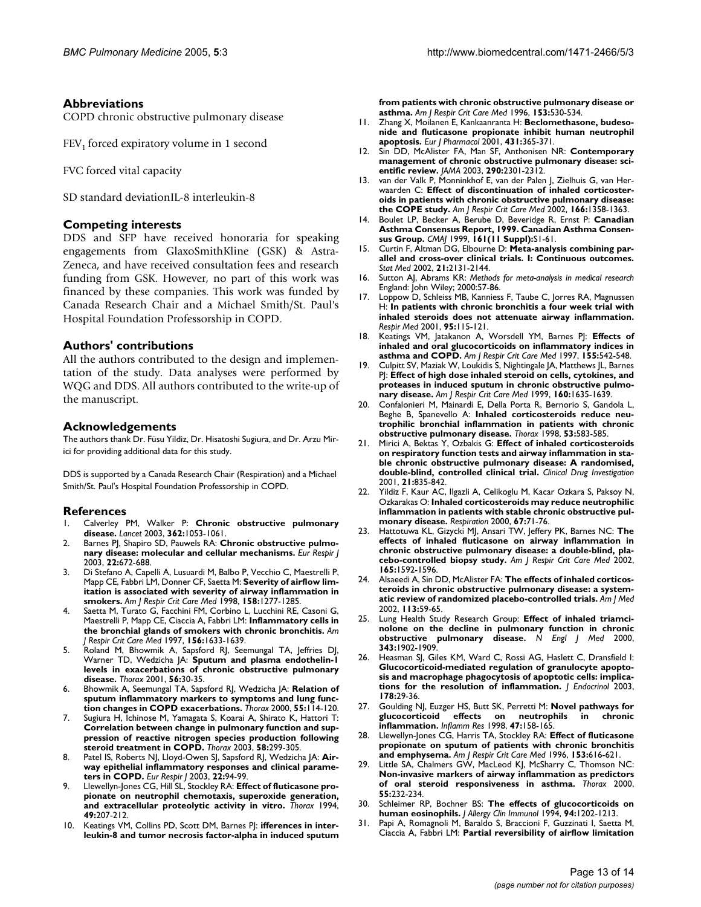## Abbreviations

COPD chronic obstructive pulmonary disease

$FEV_1$ forced expiratory volume in 1 second

FVC forced vital capacity

SD standard deviationIL-8 interleukin-8

## Competing interests

DDS and SFP have received honoraria for speaking engagements from GlaxoSmithKline (GSK) & AstraZeneca, and have received consultation fees and research funding from GSK. However, no part of this work was financed by these companies. This work was funded by Canada Research Chair and a Michael Smith/St. Paul's Hospital Foundation Professorship in COPD.

## Authors' contributions

All the authors contributed to the design and implementation of the study. Data analyses were performed by WQG and DDS. All authors contributed to the write-up of the manuscript.

## Acknowledgements

The authors thank Dr. Füsu Yildiz, Dr. Hisatoshi Sugiura, and Dr. Arzu Mirici for providing additional data for this study.

DDS is supported by a Canada Research Chair (Respiration) and a Michael Smith/St. Paul's Hospital Foundation Professorship in COPD.

## References

1. Calverley PM, Walker P: **Chronic obstructive pulmonary disease.** *Lancet* 2003, **362:**1053-1061.
2. Barnes PJ, Shapiro SD, Pauwels RA: **Chronic obstructive pulmonary disease: molecular and cellular mechanisms.** *Eur Respir J* 2003, **22:**672-688.
3. Di Stefano A, Capelli A, Lusuardi M, Balbo P, Vecchio C, Maestrelli P, Mapp CE, Fabbri LM, Donner CF, Saetta M: **Severity of airflow limitation is associated with severity of airway inflammation in smokers.** *Am J Respir Crit Care Med* 1998, **158:**1277-1285.
4. Saetta M, Turato G, Facchini FM, Corbino L, Lucchini RE, Casoni G, Maestrelli P, Mapp CE, Ciaccia A, Fabbri LM: **Inflammatory cells in the bronchial glands of smokers with chronic bronchitis.** *Am J Respir Crit Care Med* 1997, **156:**1633-1639.
5. Roland M, Bhowmik A, Sapsford RJ, Seemungal TA, Jeffries DJ, Warner TD, Wedzicha JA: **Sputum and plasma endothelin-1 levels in exacerbations of chronic obstructive pulmonary disease.** *Thorax* 2001, **56:**30-35.
6. Bhowmik A, Seemungal TA, Sapsford RJ, Wedzicha JA: **Relation of sputum inflammatory markers to symptoms and lung function changes in COPD exacerbations.** *Thorax* 2000, **55:**114-120.
7. Sugiura H, Ichinose M, Yamagata S, Koarai A, Shirato K, Hattori T: **Correlation between change in pulmonary function and suppression of reactive nitrogen species production following steroid treatment in COPD.** *Thorax* 2003, **58:**299-305.
8. Patel IS, Roberts NJ, Lloyd-Owen SJ, Sapsford RJ, Wedzicha JA: **Airway epithelial inflammatory responses and clinical parameters in COPD.** *Eur Respir J* 2003, **22:**94-99.
9. Llewellyn-Jones CG, Hill SL, Stockley RA: **Effect of fluticasone propionate on neutrophil chemotaxis, superoxide generation, and extracellular proteolytic activity in vitro.** *Thorax* 1994, **49:**207-212.
10. Keatings VM, Collins PD, Scott DM, Barnes PJ: **ifferences in interleukin-8 and tumor necrosis factor-alpha in induced sputum from patients with chronic obstructive pulmonary disease or asthma.** *Am J Respir Crit Care Med* 1996, **153:**530-534.
11. Zhang X, Moilanen E, Kankaanranta H: **Beclomethasone, budesonide and fluticasone propionate inhibit human neutrophil apoptosis.** *Eur J Pharmacol* 2001, **431:**365-371.
12. Sin DD, McAlister FA, Man SF, Anthonisen NR: **Contemporary management of chronic obstructive pulmonary disease: scientific review.** *JAMA* 2003, **290:**2301-2312.
13. van der Valk P, Monninkhof E, van der Palen J, Zielhuis G, van Herwaarden C: **Effect of discontinuation of inhaled corticosteroids in patients with chronic obstructive pulmonary disease: the COPE study.** *Am J Respir Crit Care Med* 2002, **166:**1358-1363.
14. Boulet LP, Becker A, Berube D, Beveridge R, Ernst P: **Canadian Asthma Consensus Report, 1999. Canadian Asthma Consensus Group.** *CMAJ* 1999, **161(11 Suppl):**S1-61.
15. Curtin F, Altman DG, Elbourne D: **Meta-analysis combining parallel and cross-over clinical trials. I: Continuous outcomes.** *Stat Med* 2002, **21:**2131-2144.
16. Sutton AJ, Abrams KR: *Methods for meta-analysis in medical research* England: John Wiley; 2000:57-86.
17. Loppow D, Schleiss MB, Kanniess F, Taube C, Jorres RA, Magnussen H: **In patients with chronic bronchitis a four week trial with inhaled steroids does not attenuate airway inflammation.** *Respir Med* 2001, **95:**115-121.
18. Keatings VM, Jatakanon A, Worsdell YM, Barnes PJ: **Effects of inhaled and oral glucocorticoids on inflammatory indices in asthma and COPD.** *Am J Respir Crit Care Med* 1997, **155:**542-548.
19. Culpitt SV, Maziak W, Loukidis S, Nightingale JA, Matthews JL, Barnes PJ: **Effect of high dose inhaled steroid on cells, cytokines, and proteases in induced sputum in chronic obstructive pulmonary disease.** *Am J Respir Crit Care Med* 1999, **160:**1635-1639.
20. Confalonieri M, Mainardi E, Della Porta R, Bernorio S, Gandola L, Beghe B, Spanevello A: **Inhaled corticosteroids reduce neutrophilic bronchial inflammation in patients with chronic obstructive pulmonary disease.** *Thorax* 1998, **53:**583-585.
21. Mirici A, Bektas Y, Ozbakis G: **Effect of inhaled corticosteroids on respiratory function tests and airway inflammation in stable chronic obstructive pulmonary disease: A randomised, double-blind, controlled clinical trial.** *Clinical Drug Investigation* 2001, **21:**835-842.
22. Yildiz F, Kaur AC, Ilgazli A, Celikoglu M, Kacar Ozkara S, Paksoy N, Ozkarakas O: **Inhaled corticosteroids may reduce neutrophilic inflammation in patients with stable chronic obstructive pulmonary disease.** *Respiration* 2000, **67:**71-76.
23. Hattotuwa KL, Gizycki MJ, Ansari TW, Jeffery PK, Barnes NC: **The effects of inhaled fluticasone on airway inflammation in chronic obstructive pulmonary disease: a double-blind, placebo-controlled biopsy study.** *Am J Respir Crit Care Med* 2002, **165:**1592-1596.
24. Alsaeedi A, Sin DD, McAlister FA: **The effects of inhaled corticosteroids in chronic obstructive pulmonary disease: a systematic review of randomized placebo-controlled trials.** *Am J Med* 2002, **113:**59-65.
25. Lung Health Study Research Group: **Effect of inhaled triamcinolone on the decline in pulmonary function in chronic obstructive pulmonary disease.** *N Engl J Med* 2000, **343:**1902-1909.
26. Heasman SJ, Giles KM, Ward C, Rossi AG, Haslett C, Dransfield I: **Glucocorticoid-mediated regulation of granulocyte apoptosis and macrophage phagocytosis of apoptotic cells: implications for the resolution of inflammation.** *J Endocrinol* 2003, **178:**29-36.
27. Goulding NJ, Euzger HS, Butt SK, Perretti M: **Novel pathways for glucocorticoid effects on neutrophils in chronic inflammation.** *Inflamm Res* 1998, **47:**158-165.
28. Llewellyn-Jones CG, Harris TA, Stockley RA: **Effect of fluticasone propionate on sputum of patients with chronic bronchitis and emphysema.** *Am J Respir Crit Care Med* 1996, **153:**616-621.
29. Little SA, Chalmers GW, MacLeod KJ, McSharry C, Thomson NC: **Non-invasive markers of airway inflammation as predictors of oral steroid responsiveness in asthma.** *Thorax* 2000, **55:**232-234.
30. Schleimer RP, Bochner BS: **The effects of glucocorticoids on human eosinophils.** *J Allergy Clin Immunol* 1994, **94:**1202-1213.
31. Papi A, Romagnoli M, Baraldo S, Braccioni F, Guzzinati I, Saetta M, Ciaccia A, Fabbri LM: **Partial reversibility of airflow limitation**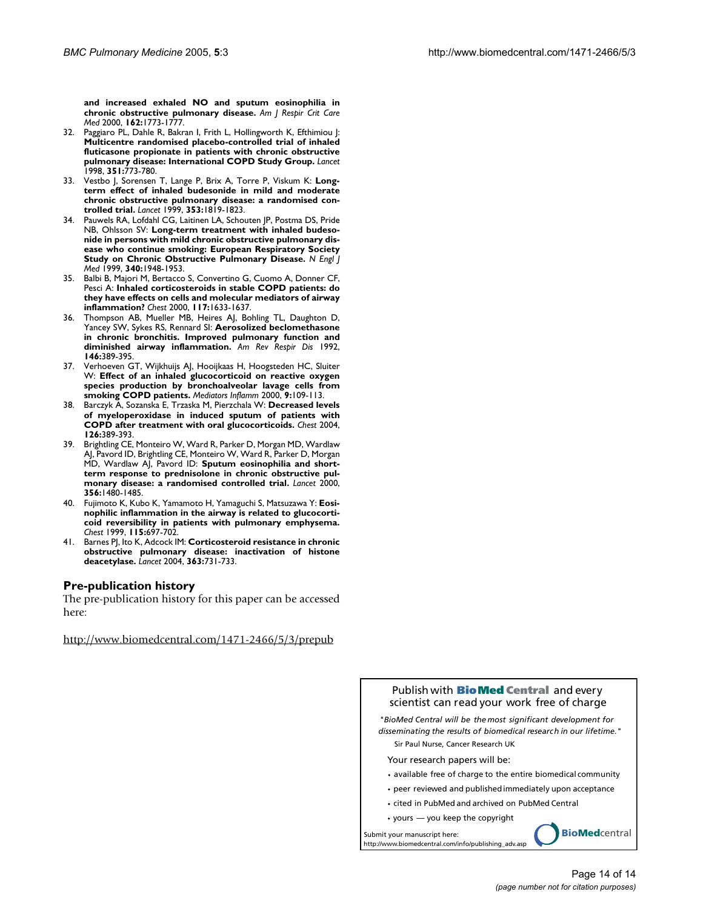and increased exhaled NO and sputum eosinophilia in chronic obstructive pulmonary disease. *Am J Respir Crit Care Med* 2000, **162:**1773-1777.

32. Paggiaro PL, Dahle R, Bakran I, Frith L, Hollingworth K, Efthimiou J: **Multicentre randomised placebo-controlled trial of inhaled fluticasone propionate in patients with chronic obstructive pulmonary disease: International COPD Study Group.** *Lancet* 1998, **351:**773-780.
33. Vestbo J, Sorensen T, Lange P, Brix A, Torre P, Viskum K: **Long-term effect of inhaled budesonide in mild and moderate chronic obstructive pulmonary disease: a randomised controlled trial.** *Lancet* 1999, **353:**1819-1823.
34. Pauwels RA, Lofdahl CG, Laitinen LA, Schouten JP, Postma DS, Pride NB, Ohlsson SV: **Long-term treatment with inhaled budesonide in persons with mild chronic obstructive pulmonary disease who continue smoking: European Respiratory Society Study on Chronic Obstructive Pulmonary Disease.** *N Engl J Med* 1999, **340:**1948-1953.
35. Balbi B, Majori M, Bertacco S, Convertino G, Cuomo A, Donner CF, Pesci A: **Inhaled corticosteroids in stable COPD patients: do they have effects on cells and molecular mediators of airway inflammation?** *Chest* 2000, **117:**1633-1637.
36. Thompson AB, Mueller MB, Heires AJ, Bohling TL, Daughton D, Yancey SW, Sykes RS, Rennard SI: **Aerosolized beclomethasone in chronic bronchitis. Improved pulmonary function and diminished airway inflammation.** *Am Rev Respir Dis* 1992, **146:**389-395.
37. Verhoeven GT, Wijkhuijs AJ, Hooijkaas H, Hoogsteden HC, Sluiter W: **Effect of an inhaled glucocorticoid on reactive oxygen species production by bronchoalveolar lavage cells from smoking COPD patients.** *Mediators Inflamm* 2000, **9:**109-113.
38. Barczyk A, Sozanska E, Trzaska M, Pierzchala W: **Decreased levels of myeloperoxidase in induced sputum of patients with COPD after treatment with oral glucocorticoids.** *Chest* 2004, **126:**389-393.
39. Brightling CE, Monteiro W, Ward R, Parker D, Morgan MD, Wardlaw AJ, Pavord ID, Brightling CE, Monteiro W, Ward R, Parker D, Morgan MD, Wardlaw AJ, Pavord ID: **Sputum eosinophilia and short-term response to prednisolone in chronic obstructive pulmonary disease: a randomised controlled trial.** *Lancet* 2000, **356:**1480-1485.
40. Fujimoto K, Kubo K, Yamamoto H, Yamaguchi S, Matsuzawa Y: **Eosinophilic inflammation in the airway is related to glucocorticoid reversibility in patients with pulmonary emphysema.** *Chest* 1999, **115:**697-702.
41. Barnes PJ, Ito K, Adcock IM: **Corticosteroid resistance in chronic obstructive pulmonary disease: inactivation of histone deacetylase.** *Lancet* 2004, **363:**731-733.

## Pre-publication history

The pre-publication history for this paper can be accessed here:

http://www.biomedcentral.com/1471-2466/5/3/prepub

Publish with **BioMed Central** and every scientist can read your work free of charge

*"BioMed Central will be the most significant development for disseminating the results of biomedical research in our lifetime."*
Sir Paul Nurse, Cancer Research UK

Your research papers will be:

- available free of charge to the entire biomedical community
- peer reviewed and published immediately upon acceptance
- cited in PubMed and archived on PubMed Central
- yours — you keep the copyright

Submit your manuscript here:
http://www.biomedcentral.com/info/publishing_adv.asp

BioMedcentral